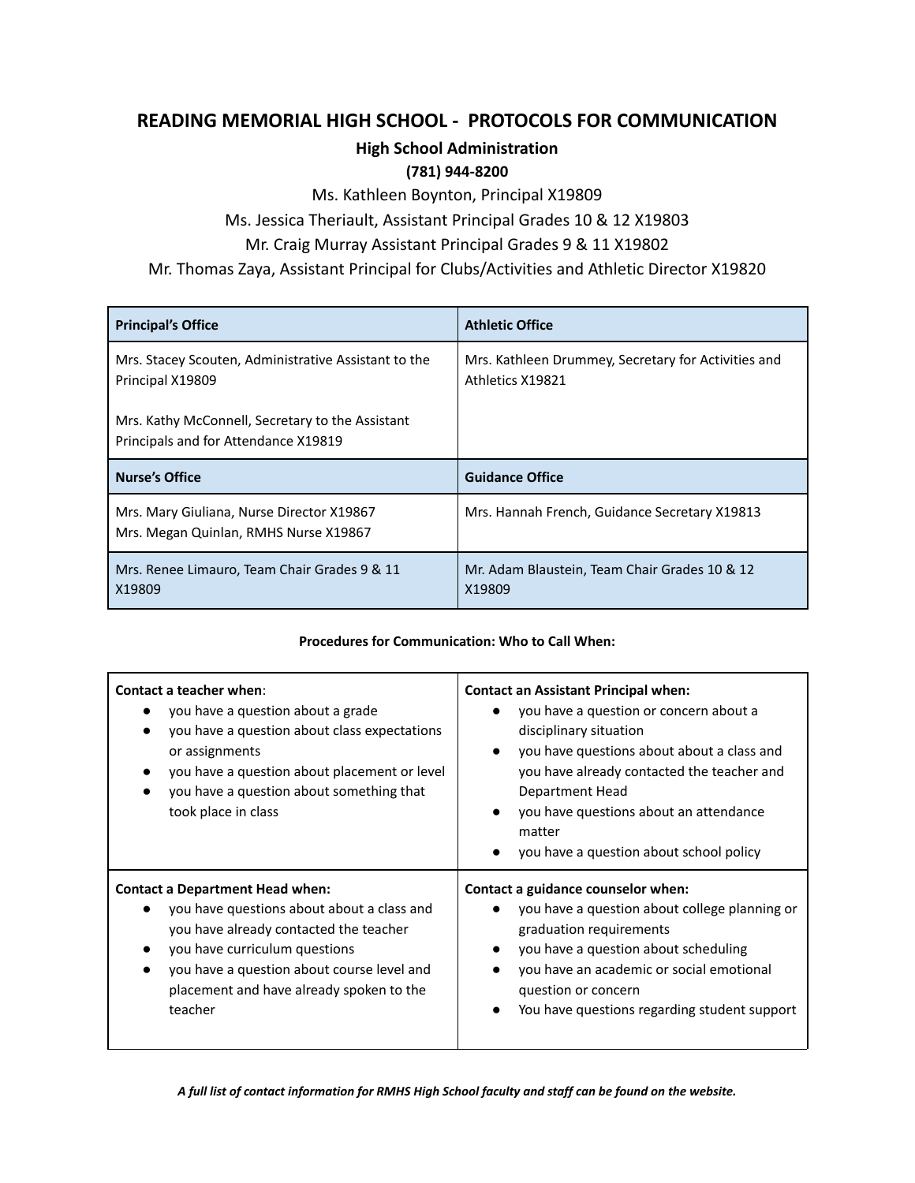# READING MEMORIAL HIGH SCHOOL - PROTOCOLS FOR COMMUNICATION

## High School Administration

**(781) 944-8200**

Ms. Kathleen Boynton, Principal X19809

Ms. Jessica Theriault, Assistant Principal Grades 10 & 12 X19803

Mr. Craig Murray Assistant Principal Grades 9 & 11 X19802

Mr. Thomas Zaya, Assistant Principal for Clubs/Activities and Athletic Director X19820

| Principal's Office | Athletic Office |
|---|---|
| Mrs. Stacey Scouten, Administrative Assistant to the Principal X19809<br><br>Mrs. Kathy McConnell, Secretary to the Assistant Principals and for Attendance X19819 | Mrs. Kathleen Drummey, Secretary for Activities and Athletics X19821 |
| **Nurse's Office** | **Guidance Office** |
| Mrs. Mary Giuliana, Nurse Director X19867<br>Mrs. Megan Quinlan, RMHS Nurse X19867 | Mrs. Hannah French, Guidance Secretary X19813 |
| Mrs. Renee Limauro, Team Chair Grades 9 & 11 X19809 | Mr. Adam Blaustein, Team Chair Grades 10 & 12 X19809 |

**Procedures for Communication: Who to Call When:**

| **Contact a teacher when**: | **Contact an Assistant Principal when:** |
|---|---|
| • you have a question about a grade<br>• you have a question about class expectations or assignments<br>• you have a question about placement or level<br>• you have a question about something that took place in class | • you have a question or concern about a disciplinary situation<br>• you have questions about about a class and you have already contacted the teacher and Department Head<br>• you have questions about an attendance matter<br>• you have a question about school policy |
| **Contact a Department Head when:** | **Contact a guidance counselor when:** |
| • you have questions about about a class and you have already contacted the teacher<br>• you have curriculum questions<br>• you have a question about course level and placement and have already spoken to the teacher | • you have a question about college planning or graduation requirements<br>• you have a question about scheduling<br>• you have an academic or social emotional question or concern<br>• You have questions regarding student support |

***A full list of contact information for RMHS High School faculty and staff can be found on the website.***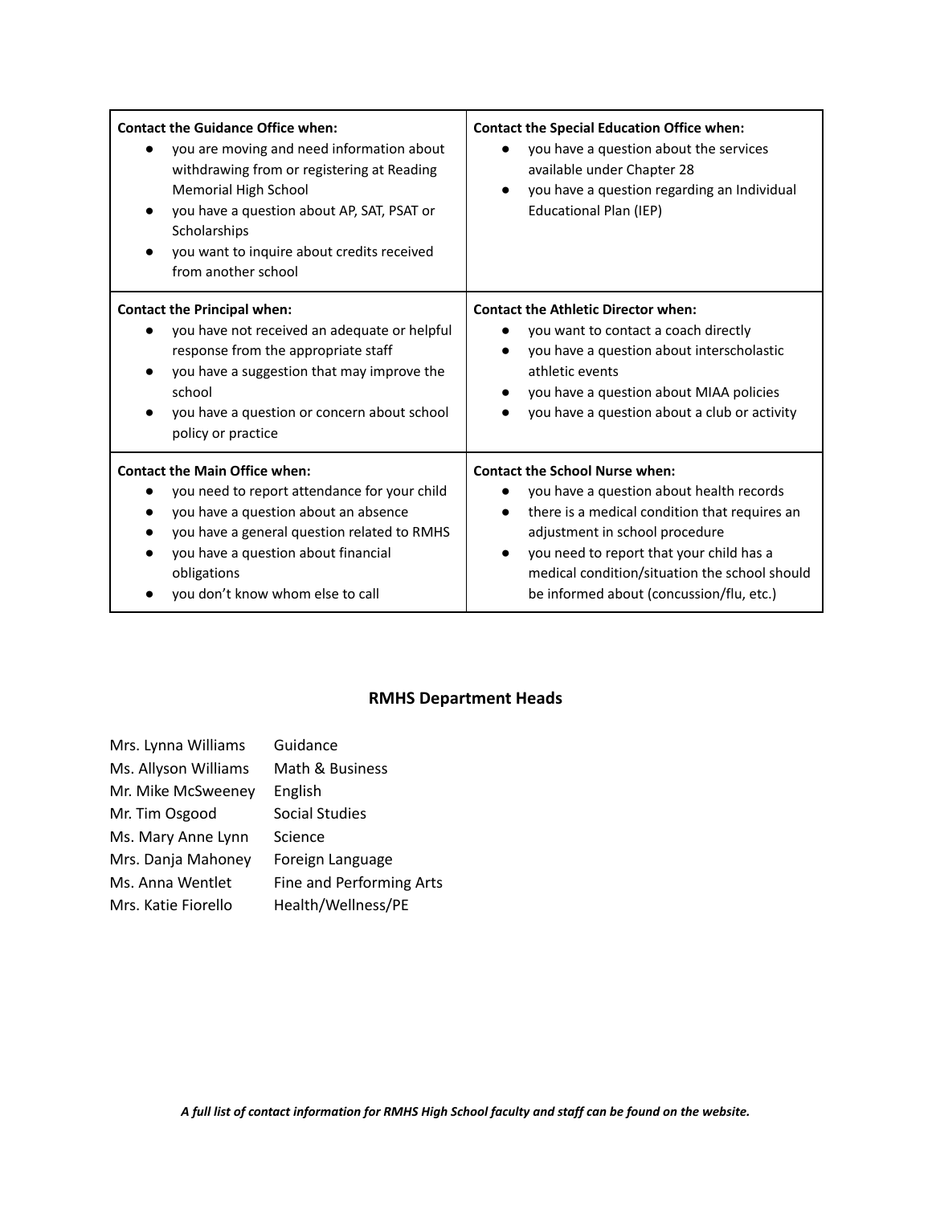| | |
|---|---|
| **Contact the Guidance Office when:**<br>● you are moving and need information about withdrawing from or registering at Reading Memorial High School<br>● you have a question about AP, SAT, PSAT or Scholarships<br>● you want to inquire about credits received from another school | **Contact the Special Education Office when:**<br>● you have a question about the services available under Chapter 28<br>● you have a question regarding an Individual Educational Plan (IEP) |
| **Contact the Principal when:**<br>● you have not received an adequate or helpful response from the appropriate staff<br>● you have a suggestion that may improve the school<br>● you have a question or concern about school policy or practice | **Contact the Athletic Director when:**<br>● you want to contact a coach directly<br>● you have a question about interscholastic athletic events<br>● you have a question about MIAA policies<br>● you have a question about a club or activity |
| **Contact the Main Office when:**<br>● you need to report attendance for your child<br>● you have a question about an absence<br>● you have a general question related to RMHS<br>● you have a question about financial obligations<br>● you don't know whom else to call | **Contact the School Nurse when:**<br>● you have a question about health records<br>● there is a medical condition that requires an adjustment in school procedure<br>● you need to report that your child has a medical condition/situation the school should be informed about (concussion/flu, etc.) |

## RMHS Department Heads

| | |
|---|---|
| Mrs. Lynna Williams | Guidance |
| Ms. Allyson Williams | Math & Business |
| Mr. Mike McSweeney | English |
| Mr. Tim Osgood | Social Studies |
| Ms. Mary Anne Lynn | Science |
| Mrs. Danja Mahoney | Foreign Language |
| Ms. Anna Wentlet | Fine and Performing Arts |
| Mrs. Katie Fiorello | Health/Wellness/PE |

***A full list of contact information for RMHS High School faculty and staff can be found on the website.***